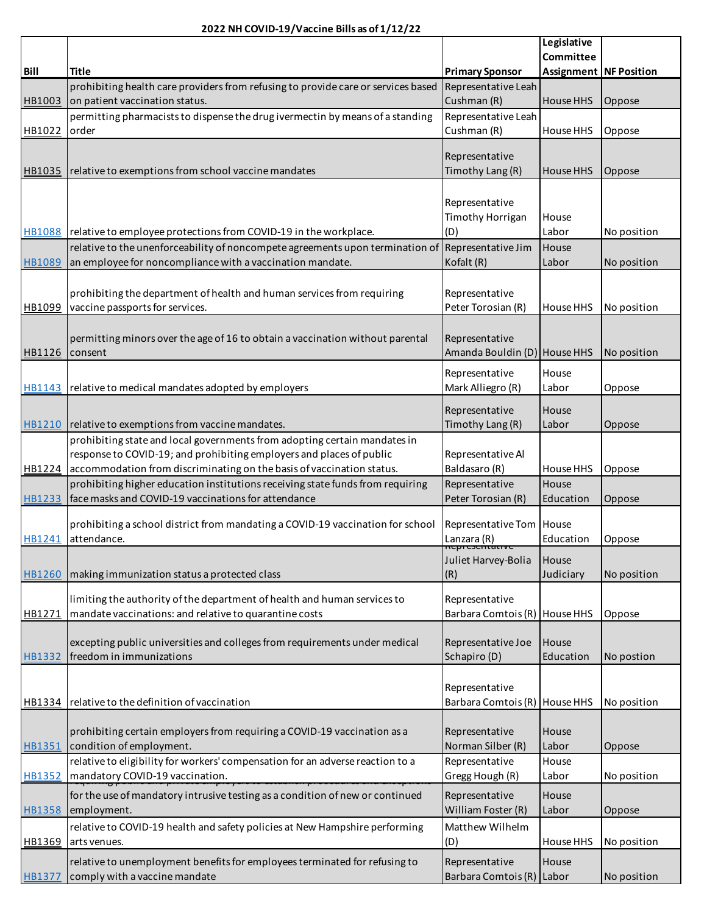# 2022 NH COVID-19/Vaccine Bills as of 1/12/22

| Bill | Title | Primary Sponsor | Legislative Committee Assignment | NF Position |
|---|---|---|---|---|
| HB1003 | prohibiting health care providers from refusing to provide care or services based on patient vaccination status. | Representative Leah Cushman (R) | House HHS | Oppose |
| HB1022 | permitting pharmacists to dispense the drug ivermectin by means of a standing order | Representative Leah Cushman (R) | House HHS | Oppose |
| HB1035 | relative to exemptions from school vaccine mandates | Representative Timothy Lang (R) | House HHS | Oppose |
| HB1088 | relative to employee protections from COVID-19 in the workplace. | Representative Timothy Horrigan (D) | House Labor | No position |
| HB1089 | relative to the unenforceability of noncompete agreements upon termination of an employee for noncompliance with a vaccination mandate. | Representative Jim Kofalt (R) | House Labor | No position |
| HB1099 | prohibiting the department of health and human services from requiring vaccine passports for services. | Representative Peter Torosian (R) | House HHS | No position |
| HB1126 | permitting minors over the age of 16 to obtain a vaccination without parental consent | Representative Amanda Bouldin (D) | House HHS | No position |
| HB1143 | relative to medical mandates adopted by employers | Representative Mark Alliegro (R) | House Labor | Oppose |
| HB1210 | relative to exemptions from vaccine mandates. | Representative Timothy Lang (R) | House Labor | Oppose |
| HB1224 | prohibiting state and local governments from adopting certain mandates in response to COVID-19; and prohibiting employers and places of public accommodation from discriminating on the basis of vaccination status. | Representative Al Baldasaro (R) | House HHS | Oppose |
| HB1233 | prohibiting higher education institutions receiving state funds from requiring face masks and COVID-19 vaccinations for attendance | Representative Peter Torosian (R) | House Education | Oppose |
| HB1241 | prohibiting a school district from mandating a COVID-19 vaccination for school attendance. | Representative Tom Lanzara (R) | House Education | Oppose |
| HB1260 | making immunization status a protected class | Representative Juliet Harvey-Bolia (R) | House Judiciary | No position |
| HB1271 | limiting the authority of the department of health and human services to mandate vaccinations: and relative to quarantine costs | Representative Barbara Comtois (R) | House HHS | Oppose |
| HB1332 | excepting public universities and colleges from requirements under medical freedom in immunizations | Representative Joe Schapiro (D) | House Education | No postion |
| HB1334 | relative to the definition of vaccination | Representative Barbara Comtois (R) | House HHS | No position |
| HB1351 | prohibiting certain employers from requiring a COVID-19 vaccination as a condition of employment. | Representative Norman Silber (R) | House Labor | Oppose |
| HB1352 | relative to eligibility for workers' compensation for an adverse reaction to a mandatory COVID-19 vaccination. | Representative Gregg Hough (R) | House Labor | No position |
| HB1358 | requiring public and private employers to establish procedures and exceptions for the use of mandatory intrusive testing as a condition of new or continued employment. | Representative William Foster (R) | House Labor | Oppose |
| HB1369 | relative to COVID-19 health and safety policies at New Hampshire performing arts venues. | Matthew Wilhelm (D) | House HHS | No position |
| HB1377 | relative to unemployment benefits for employees terminated for refusing to comply with a vaccine mandate | Representative Barbara Comtois (R) | House Labor | No position |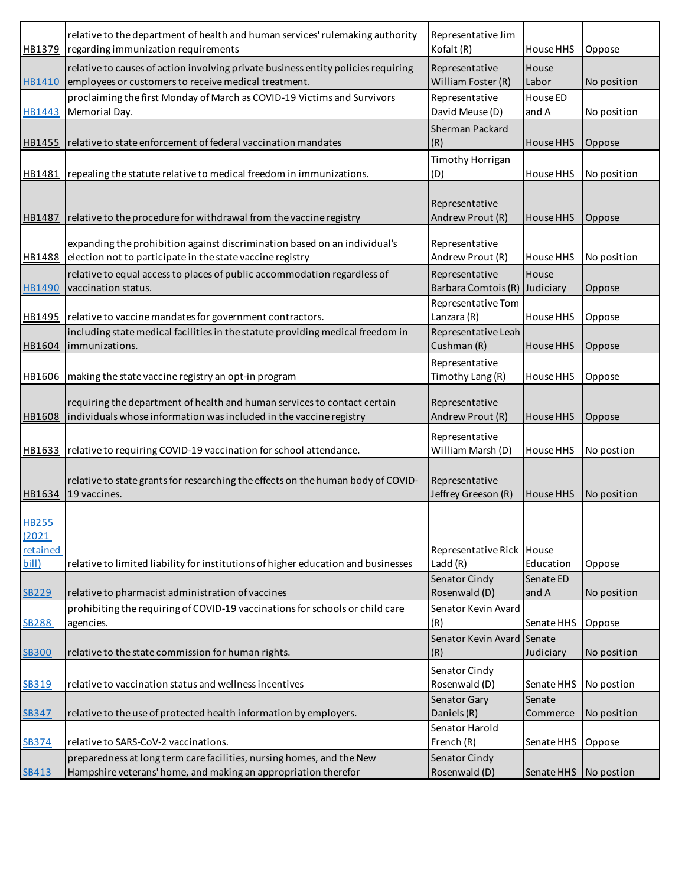| | | | | |
|---|---|---|---|---|
| HB1379 | relative to the department of health and human services' rulemaking authority regarding immunization requirements | Representative Jim Kofalt (R) | House HHS | Oppose |
| HB1410 | relative to causes of action involving private business entity policies requiring employees or customers to receive medical treatment. | Representative William Foster (R) | House Labor | No position |
| HB1443 | proclaiming the first Monday of March as COVID-19 Victims and Survivors Memorial Day. | Representative David Meuse (D) | House ED and A | No position |
| HB1455 | relative to state enforcement of federal vaccination mandates | Sherman Packard (R) | House HHS | Oppose |
| HB1481 | repealing the statute relative to medical freedom in immunizations. | Timothy Horrigan (D) | House HHS | No position |
| HB1487 | relative to the procedure for withdrawal from the vaccine registry | Representative Andrew Prout (R) | House HHS | Oppose |
| HB1488 | expanding the prohibition against discrimination based on an individual's election not to participate in the state vaccine registry | Representative Andrew Prout (R) | House HHS | No position |
| HB1490 | relative to equal access to places of public accommodation regardless of vaccination status. | Representative Barbara Comtois (R) | House Judiciary | Oppose |
| HB1495 | relative to vaccine mandates for government contractors. | Representative Tom Lanzara (R) | House HHS | Oppose |
| HB1604 | including state medical facilities in the statute providing medical freedom in immunizations. | Representative Leah Cushman (R) | House HHS | Oppose |
| HB1606 | making the state vaccine registry an opt-in program | Representative Timothy Lang (R) | House HHS | Oppose |
| HB1608 | requiring the department of health and human services to contact certain individuals whose information was included in the vaccine registry | Representative Andrew Prout (R) | House HHS | Oppose |
| HB1633 | relative to requiring COVID-19 vaccination for school attendance. | Representative William Marsh (D) | House HHS | No postion |
| HB1634 | relative to state grants for researching the effects on the human body of COVID-19 vaccines. | Representative Jeffrey Greeson (R) | House HHS | No position |
| HB255 (2021 retained bill) | relative to limited liability for institutions of higher education and businesses | Representative Rick Ladd (R) | House Education | Oppose |
| SB229 | relative to pharmacist administration of vaccines | Senator Cindy Rosenwald (D) | Senate ED and A | No position |
| SB288 | prohibiting the requiring of COVID-19 vaccinations for schools or child care agencies. | Senator Kevin Avard (R) | Senate HHS | Oppose |
| SB300 | relative to the state commission for human rights. | Senator Kevin Avard (R) | Senate Judiciary | No position |
| SB319 | relative to vaccination status and wellness incentives | Senator Cindy Rosenwald (D) | Senate HHS | No postion |
| SB347 | relative to the use of protected health information by employers. | Senator Gary Daniels (R) | Senate Commerce | No position |
| SB374 | relative to SARS-CoV-2 vaccinations. | Senator Harold French (R) | Senate HHS | Oppose |
| SB413 | preparedness at long term care facilities, nursing homes, and the New Hampshire veterans' home, and making an appropriation therefor | Senator Cindy Rosenwald (D) | Senate HHS | No postion |